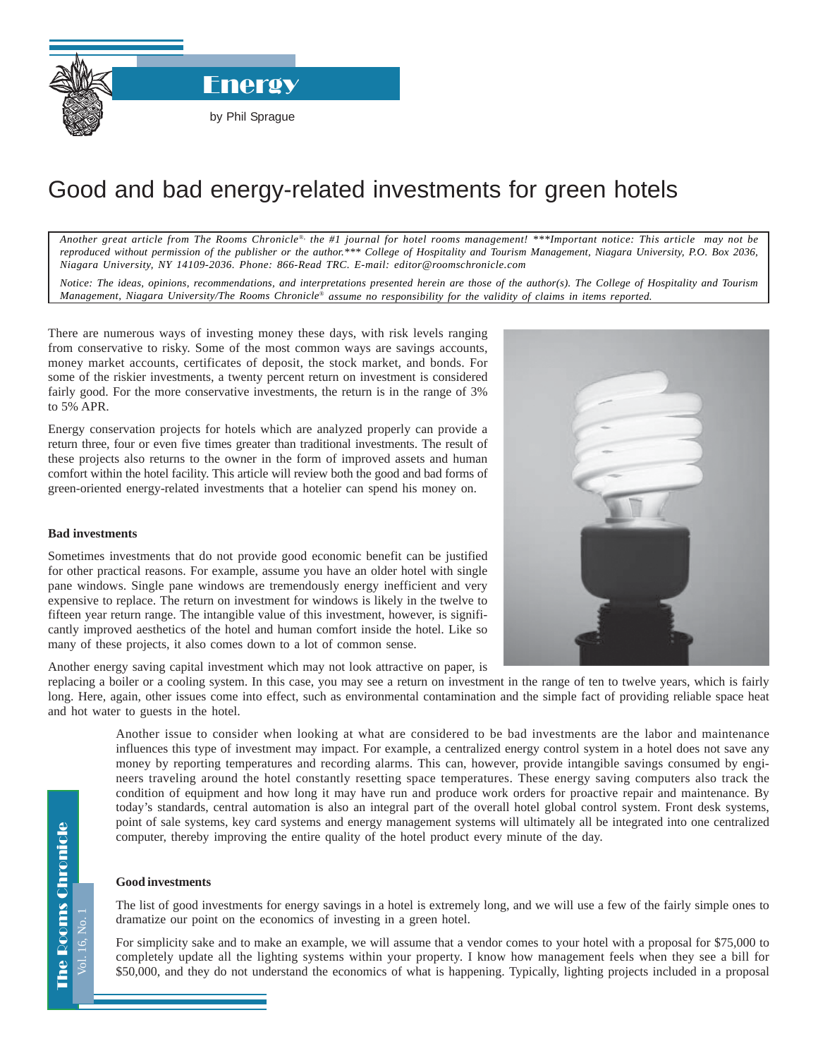Energy

by Phil Sprague

# Good and bad energy-related investments for green hotels

*Another great article from The Rooms Chronicle®, the #1 journal for hotel rooms management! \*\*\*Important notice: This article may not be reproduced without permission of the publisher or the author.\*\*\* College of Hospitality and Tourism Management, Niagara University, P.O. Box 2036, Niagara University, NY 14109-2036. Phone: 866-Read TRC. E-mail: editor@roomschronicle.com*

*Notice: The ideas, opinions, recommendations, and interpretations presented herein are those of the author(s). The College of Hospitality and Tourism Management, Niagara University/The Rooms Chronicle® assume no responsibility for the validity of claims in items reported.*

There are numerous ways of investing money these days, with risk levels ranging from conservative to risky. Some of the most common ways are savings accounts, money market accounts, certificates of deposit, the stock market, and bonds. For some of the riskier investments, a twenty percent return on investment is considered fairly good. For the more conservative investments, the return is in the range of 3% to 5% APR.

Energy conservation projects for hotels which are analyzed properly can provide a return three, four or even five times greater than traditional investments. The result of these projects also returns to the owner in the form of improved assets and human comfort within the hotel facility. This article will review both the good and bad forms of green-oriented energy-related investments that a hotelier can spend his money on.

**Bad investments**

Sometimes investments that do not provide good economic benefit can be justified for other practical reasons. For example, assume you have an older hotel with single pane windows. Single pane windows are tremendously energy inefficient and very expensive to replace. The return on investment for windows is likely in the twelve to fifteen year return range. The intangible value of this investment, however, is significantly improved aesthetics of the hotel and human comfort inside the hotel. Like so many of these projects, it also comes down to a lot of common sense.

Another energy saving capital investment which may not look attractive on paper, is replacing a boiler or a cooling system. In this case, you may see a return on investment in the range of ten to twelve years, which is fairly long. Here, again, other issues come into effect, such as environmental contamination and the simple fact of providing reliable space heat and hot water to guests in the hotel.

Another issue to consider when looking at what are considered to be bad investments are the labor and maintenance influences this type of investment may impact. For example, a centralized energy control system in a hotel does not save any money by reporting temperatures and recording alarms. This can, however, provide intangible savings consumed by engineers traveling around the hotel constantly resetting space temperatures. These energy saving computers also track the condition of equipment and how long it may have run and produce work orders for proactive repair and maintenance. By today's standards, central automation is also an integral part of the overall hotel global control system. Front desk systems, point of sale systems, key card systems and energy management systems will ultimately all be integrated into one centralized computer, thereby improving the entire quality of the hotel product every minute of the day.

**Good investments**

The list of good investments for energy savings in a hotel is extremely long, and we will use a few of the fairly simple ones to dramatize our point on the economics of investing in a green hotel.

For simplicity sake and to make an example, we will assume that a vendor comes to your hotel with a proposal for $75,000 to completely update all the lighting systems within your property. I know how management feels when they see a bill for $50,000, and they do not understand the economics of what is happening. Typically, lighting projects included in a proposal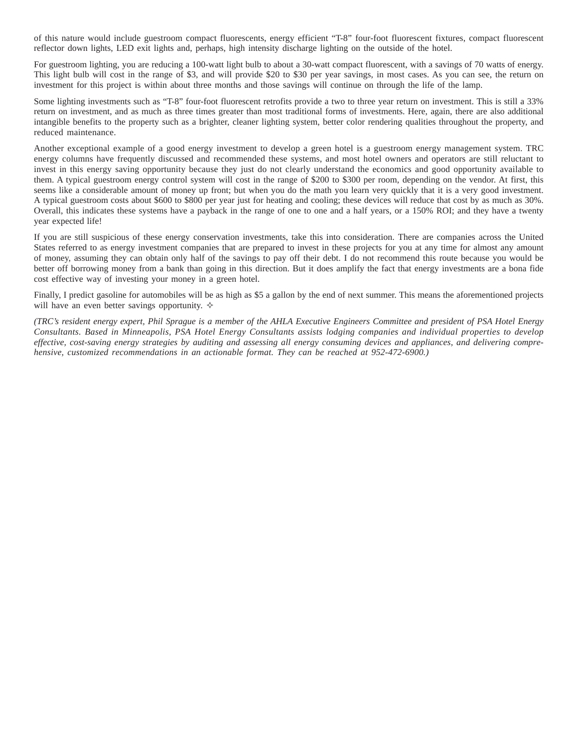of this nature would include guestroom compact fluorescents, energy efficient "T-8" four-foot fluorescent fixtures, compact fluorescent reflector down lights, LED exit lights and, perhaps, high intensity discharge lighting on the outside of the hotel.

For guestroom lighting, you are reducing a 100-watt light bulb to about a 30-watt compact fluorescent, with a savings of 70 watts of energy. This light bulb will cost in the range of $3, and will provide $20 to $30 per year savings, in most cases. As you can see, the return on investment for this project is within about three months and those savings will continue on through the life of the lamp.

Some lighting investments such as "T-8" four-foot fluorescent retrofits provide a two to three year return on investment. This is still a 33% return on investment, and as much as three times greater than most traditional forms of investments. Here, again, there are also additional intangible benefits to the property such as a brighter, cleaner lighting system, better color rendering qualities throughout the property, and reduced maintenance.

Another exceptional example of a good energy investment to develop a green hotel is a guestroom energy management system. TRC energy columns have frequently discussed and recommended these systems, and most hotel owners and operators are still reluctant to invest in this energy saving opportunity because they just do not clearly understand the economics and good opportunity available to them. A typical guestroom energy control system will cost in the range of $200 to $300 per room, depending on the vendor. At first, this seems like a considerable amount of money up front; but when you do the math you learn very quickly that it is a very good investment. A typical guestroom costs about $600 to $800 per year just for heating and cooling; these devices will reduce that cost by as much as 30%. Overall, this indicates these systems have a payback in the range of one to one and a half years, or a 150% ROI; and they have a twenty year expected life!

If you are still suspicious of these energy conservation investments, take this into consideration. There are companies across the United States referred to as energy investment companies that are prepared to invest in these projects for you at any time for almost any amount of money, assuming they can obtain only half of the savings to pay off their debt. I do not recommend this route because you would be better off borrowing money from a bank than going in this direction. But it does amplify the fact that energy investments are a bona fide cost effective way of investing your money in a green hotel.

Finally, I predict gasoline for automobiles will be as high as $5 a gallon by the end of next summer. This means the aforementioned projects will have an even better savings opportunity. ✧

*(TRC's resident energy expert, Phil Sprague is a member of the AHLA Executive Engineers Committee and president of PSA Hotel Energy Consultants. Based in Minneapolis, PSA Hotel Energy Consultants assists lodging companies and individual properties to develop effective, cost-saving energy strategies by auditing and assessing all energy consuming devices and appliances, and delivering comprehensive, customized recommendations in an actionable format. They can be reached at 952-472-6900.)*